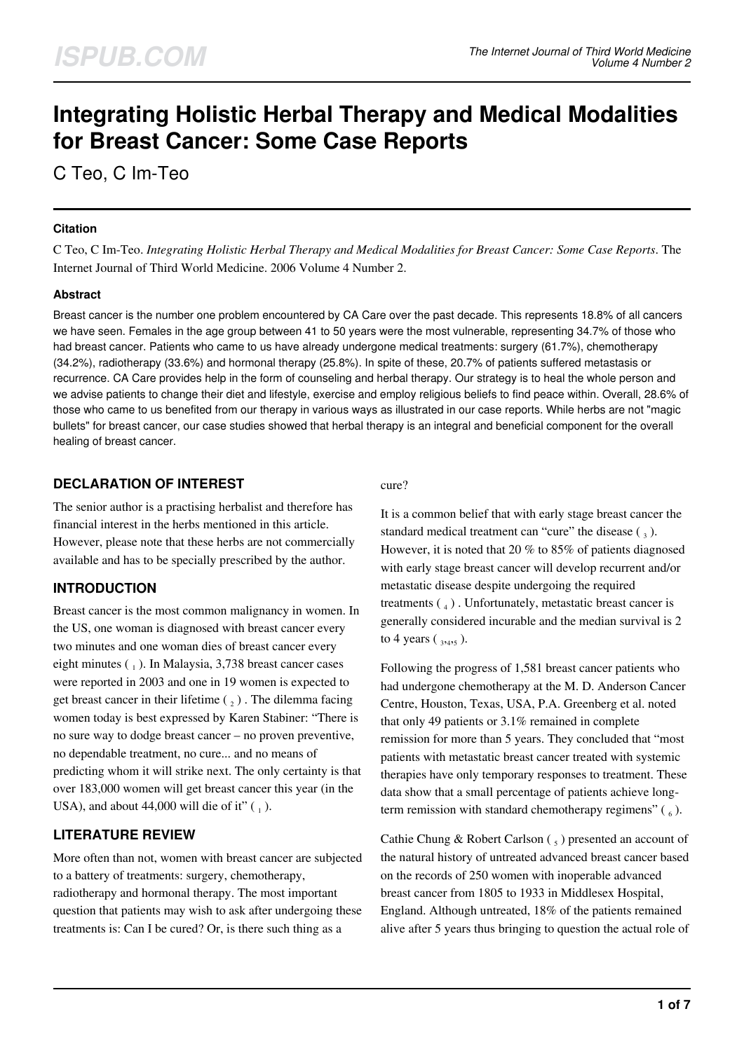# Integrating Holistic Herbal Therapy and Medical Modalities for Breast Cancer: Some Case Reports

C Teo, C Im-Teo

### Citation

C Teo, C Im-Teo. *Integrating Holistic Herbal Therapy and Medical Modalities for Breast Cancer: Some Case Reports*. The Internet Journal of Third World Medicine. 2006 Volume 4 Number 2.

### Abstract

Breast cancer is the number one problem encountered by CA Care over the past decade. This represents 18.8% of all cancers we have seen. Females in the age group between 41 to 50 years were the most vulnerable, representing 34.7% of those who had breast cancer. Patients who came to us have already undergone medical treatments: surgery (61.7%), chemotherapy (34.2%), radiotherapy (33.6%) and hormonal therapy (25.8%). In spite of these, 20.7% of patients suffered metastasis or recurrence. CA Care provides help in the form of counseling and herbal therapy. Our strategy is to heal the whole person and we advise patients to change their diet and lifestyle, exercise and employ religious beliefs to find peace within. Overall, 28.6% of those who came to us benefited from our therapy in various ways as illustrated in our case reports. While herbs are not "magic bullets" for breast cancer, our case studies showed that herbal therapy is an integral and beneficial component for the overall healing of breast cancer.

## DECLARATION OF INTEREST

The senior author is a practising herbalist and therefore has financial interest in the herbs mentioned in this article. However, please note that these herbs are not commercially available and has to be specially prescribed by the author.

## INTRODUCTION

Breast cancer is the most common malignancy in women. In the US, one woman is diagnosed with breast cancer every two minutes and one woman dies of breast cancer every eight minutes ( [1] ). In Malaysia, 3,738 breast cancer cases were reported in 2003 and one in 19 women is expected to get breast cancer in their lifetime ( [2] ) . The dilemma facing women today is best expressed by Karen Stabiner: "There is no sure way to dodge breast cancer – no proven preventive, no dependable treatment, no cure... and no means of predicting whom it will strike next. The only certainty is that over 183,000 women will get breast cancer this year (in the USA), and about 44,000 will die of it" ( [1] ).

## LITERATURE REVIEW

More often than not, women with breast cancer are subjected to a battery of treatments: surgery, chemotherapy, radiotherapy and hormonal therapy. The most important question that patients may wish to ask after undergoing these treatments is: Can I be cured? Or, is there such thing as a cure?

It is a common belief that with early stage breast cancer the standard medical treatment can "cure" the disease ( [3] ). However, it is noted that 20 % to 85% of patients diagnosed with early stage breast cancer will develop recurrent and/or metastatic disease despite undergoing the required treatments ( [4] ) . Unfortunately, metastatic breast cancer is generally considered incurable and the median survival is 2 to 4 years ( [3,4,5] ).

Following the progress of 1,581 breast cancer patients who had undergone chemotherapy at the M. D. Anderson Cancer Centre, Houston, Texas, USA, P.A. Greenberg et al. noted that only 49 patients or 3.1% remained in complete remission for more than 5 years. They concluded that "most patients with metastatic breast cancer treated with systemic therapies have only temporary responses to treatment. These data show that a small percentage of patients achieve long-term remission with standard chemotherapy regimens" ( [6] ).

Cathie Chung & Robert Carlson ( [5] ) presented an account of the natural history of untreated advanced breast cancer based on the records of 250 women with inoperable advanced breast cancer from 1805 to 1933 in Middlesex Hospital, England. Although untreated, 18% of the patients remained alive after 5 years thus bringing to question the actual role of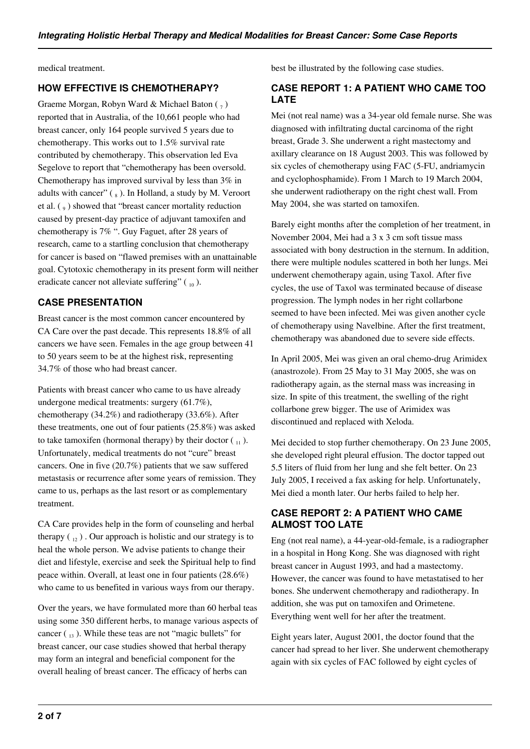medical treatment.

## HOW EFFECTIVE IS CHEMOTHERAPY?

Graeme Morgan, Robyn Ward & Michael Baton ( [7] ) reported that in Australia, of the 10,661 people who had breast cancer, only 164 people survived 5 years due to chemotherapy. This works out to 1.5% survival rate contributed by chemotherapy. This observation led Eva Segelove to report that "chemotherapy has been oversold. Chemotherapy has improved survival by less than 3% in adults with cancer" ( [8] ). In Holland, a study by M. Veroort et al. ( [9] ) showed that "breast cancer mortality reduction caused by present-day practice of adjuvant tamoxifen and chemotherapy is 7% ". Guy Faguet, after 28 years of research, came to a startling conclusion that chemotherapy for cancer is based on "flawed premises with an unattainable goal. Cytotoxic chemotherapy in its present form will neither eradicate cancer not alleviate suffering" ( [10] ).

## CASE PRESENTATION

Breast cancer is the most common cancer encountered by CA Care over the past decade. This represents 18.8% of all cancers we have seen. Females in the age group between 41 to 50 years seem to be at the highest risk, representing 34.7% of those who had breast cancer.

Patients with breast cancer who came to us have already undergone medical treatments: surgery (61.7%), chemotherapy (34.2%) and radiotherapy (33.6%). After these treatments, one out of four patients (25.8%) was asked to take tamoxifen (hormonal therapy) by their doctor ( [11] ). Unfortunately, medical treatments do not "cure" breast cancers. One in five (20.7%) patients that we saw suffered metastasis or recurrence after some years of remission. They came to us, perhaps as the last resort or as complementary treatment.

CA Care provides help in the form of counseling and herbal therapy ( [12] ) . Our approach is holistic and our strategy is to heal the whole person. We advise patients to change their diet and lifestyle, exercise and seek the Spiritual help to find peace within. Overall, at least one in four patients (28.6%) who came to us benefited in various ways from our therapy.

Over the years, we have formulated more than 60 herbal teas using some 350 different herbs, to manage various aspects of cancer ( [13] ). While these teas are not "magic bullets" for breast cancer, our case studies showed that herbal therapy may form an integral and beneficial component for the overall healing of breast cancer. The efficacy of herbs can best be illustrated by the following case studies.

## CASE REPORT 1: A PATIENT WHO CAME TOO LATE

Mei (not real name) was a 34-year old female nurse. She was diagnosed with infiltrating ductal carcinoma of the right breast, Grade 3. She underwent a right mastectomy and axillary clearance on 18 August 2003. This was followed by six cycles of chemotherapy using FAC (5-FU, andriamycin and cyclophosphamide). From 1 March to 19 March 2004, she underwent radiotherapy on the right chest wall. From May 2004, she was started on tamoxifen.

Barely eight months after the completion of her treatment, in November 2004, Mei had a 3 x 3 cm soft tissue mass associated with bony destruction in the sternum. In addition, there were multiple nodules scattered in both her lungs. Mei underwent chemotherapy again, using Taxol. After five cycles, the use of Taxol was terminated because of disease progression. The lymph nodes in her right collarbone seemed to have been infected. Mei was given another cycle of chemotherapy using Navelbine. After the first treatment, chemotherapy was abandoned due to severe side effects.

In April 2005, Mei was given an oral chemo-drug Arimidex (anastrozole). From 25 May to 31 May 2005, she was on radiotherapy again, as the sternal mass was increasing in size. In spite of this treatment, the swelling of the right collarbone grew bigger. The use of Arimidex was discontinued and replaced with Xeloda.

Mei decided to stop further chemotherapy. On 23 June 2005, she developed right pleural effusion. The doctor tapped out 5.5 liters of fluid from her lung and she felt better. On 23 July 2005, I received a fax asking for help. Unfortunately, Mei died a month later. Our herbs failed to help her.

## CASE REPORT 2: A PATIENT WHO CAME ALMOST TOO LATE

Eng (not real name), a 44-year-old-female, is a radiographer in a hospital in Hong Kong. She was diagnosed with right breast cancer in August 1993, and had a mastectomy. However, the cancer was found to have metastatised to her bones. She underwent chemotherapy and radiotherapy. In addition, she was put on tamoxifen and Orimetene. Everything went well for her after the treatment.

Eight years later, August 2001, the doctor found that the cancer had spread to her liver. She underwent chemotherapy again with six cycles of FAC followed by eight cycles of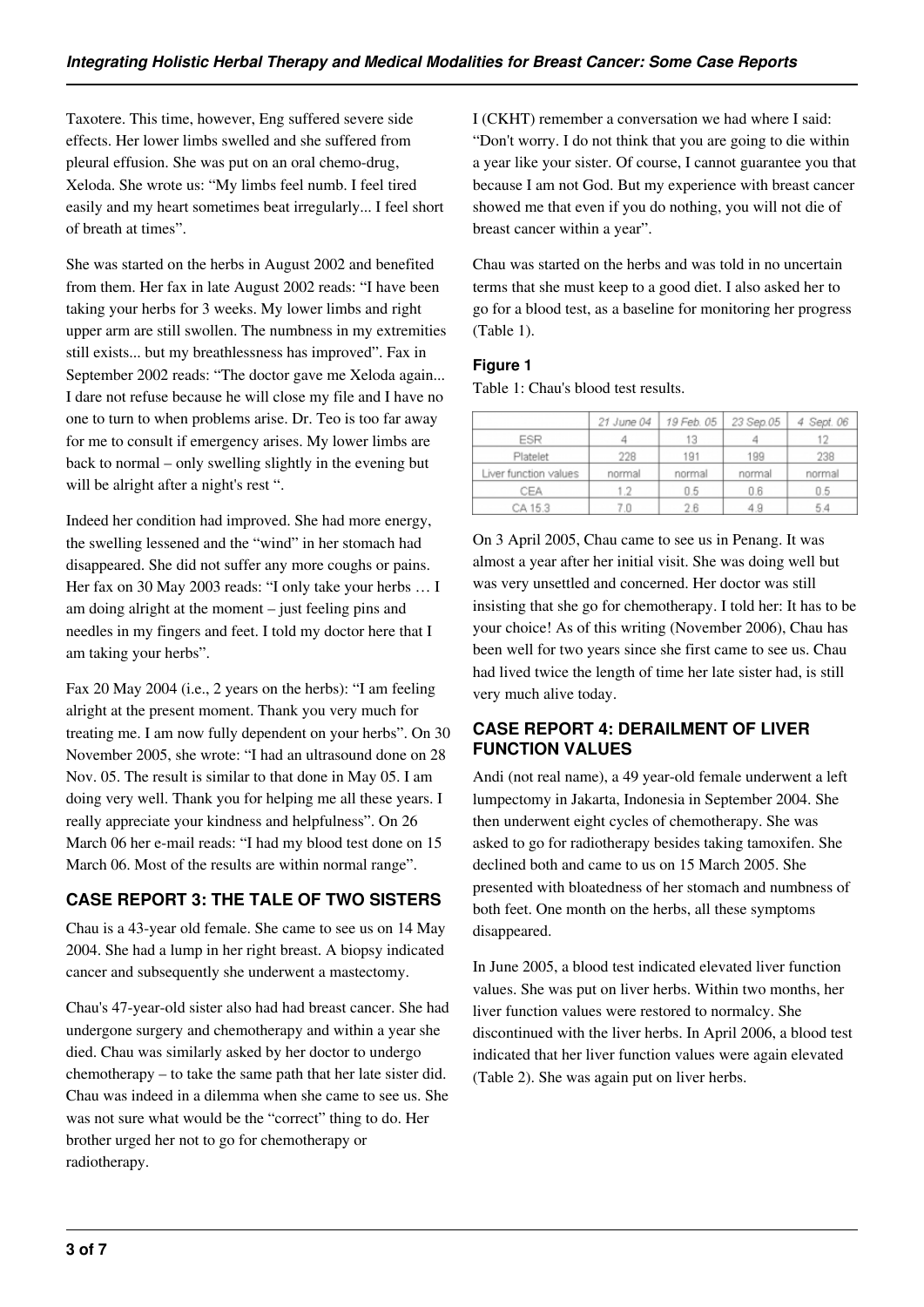Taxotere. This time, however, Eng suffered severe side effects. Her lower limbs swelled and she suffered from pleural effusion. She was put on an oral chemo-drug, Xeloda. She wrote us: "My limbs feel numb. I feel tired easily and my heart sometimes beat irregularly... I feel short of breath at times".

She was started on the herbs in August 2002 and benefited from them. Her fax in late August 2002 reads: "I have been taking your herbs for 3 weeks. My lower limbs and right upper arm are still swollen. The numbness in my extremities still exists... but my breathlessness has improved". Fax in September 2002 reads: "The doctor gave me Xeloda again... I dare not refuse because he will close my file and I have no one to turn to when problems arise. Dr. Teo is too far away for me to consult if emergency arises. My lower limbs are back to normal – only swelling slightly in the evening but will be alright after a night's rest ".

Indeed her condition had improved. She had more energy, the swelling lessened and the "wind" in her stomach had disappeared. She did not suffer any more coughs or pains. Her fax on 30 May 2003 reads: "I only take your herbs … I am doing alright at the moment – just feeling pins and needles in my fingers and feet. I told my doctor here that I am taking your herbs".

Fax 20 May 2004 (i.e., 2 years on the herbs): "I am feeling alright at the present moment. Thank you very much for treating me. I am now fully dependent on your herbs". On 30 November 2005, she wrote: "I had an ultrasound done on 28 Nov. 05. The result is similar to that done in May 05. I am doing very well. Thank you for helping me all these years. I really appreciate your kindness and helpfulness". On 26 March 06 her e-mail reads: "I had my blood test done on 15 March 06. Most of the results are within normal range".

## CASE REPORT 3: THE TALE OF TWO SISTERS

Chau is a 43-year old female. She came to see us on 14 May 2004. She had a lump in her right breast. A biopsy indicated cancer and subsequently she underwent a mastectomy.

Chau's 47-year-old sister also had had breast cancer. She had undergone surgery and chemotherapy and within a year she died. Chau was similarly asked by her doctor to undergo chemotherapy – to take the same path that her late sister did. Chau was indeed in a dilemma when she came to see us. She was not sure what would be the "correct" thing to do. Her brother urged her not to go for chemotherapy or radiotherapy.

I (CKHT) remember a conversation we had where I said: "Don't worry. I do not think that you are going to die within a year like your sister. Of course, I cannot guarantee you that because I am not God. But my experience with breast cancer showed me that even if you do nothing, you will not die of breast cancer within a year".

Chau was started on the herbs and was told in no uncertain terms that she must keep to a good diet. I also asked her to go for a blood test, as a baseline for monitoring her progress (Table 1).

### Figure 1

Table 1: Chau's blood test results.

| | 21 June 04 | 19 Feb. 05 | 23 Sep.05 | 4 Sept. 06 |
|---|---|---|---|---|
| ESR | 4 | 13 | 4 | 12 |
| Platelet | 228 | 191 | 199 | 238 |
| Liver function values | normal | normal | normal | normal |
| CEA | 1.2 | 0.5 | 0.6 | 0.5 |
| CA 15.3 | 7.0 | 2.6 | 4.9 | 5.4 |

On 3 April 2005, Chau came to see us in Penang. It was almost a year after her initial visit. She was doing well but was very unsettled and concerned. Her doctor was still insisting that she go for chemotherapy. I told her: It has to be your choice! As of this writing (November 2006), Chau has been well for two years since she first came to see us. Chau had lived twice the length of time her late sister had, is still very much alive today.

## CASE REPORT 4: DERAILMENT OF LIVER FUNCTION VALUES

Andi (not real name), a 49 year-old female underwent a left lumpectomy in Jakarta, Indonesia in September 2004. She then underwent eight cycles of chemotherapy. She was asked to go for radiotherapy besides taking tamoxifen. She declined both and came to us on 15 March 2005. She presented with bloatedness of her stomach and numbness of both feet. One month on the herbs, all these symptoms disappeared.

In June 2005, a blood test indicated elevated liver function values. She was put on liver herbs. Within two months, her liver function values were restored to normalcy. She discontinued with the liver herbs. In April 2006, a blood test indicated that her liver function values were again elevated (Table 2). She was again put on liver herbs.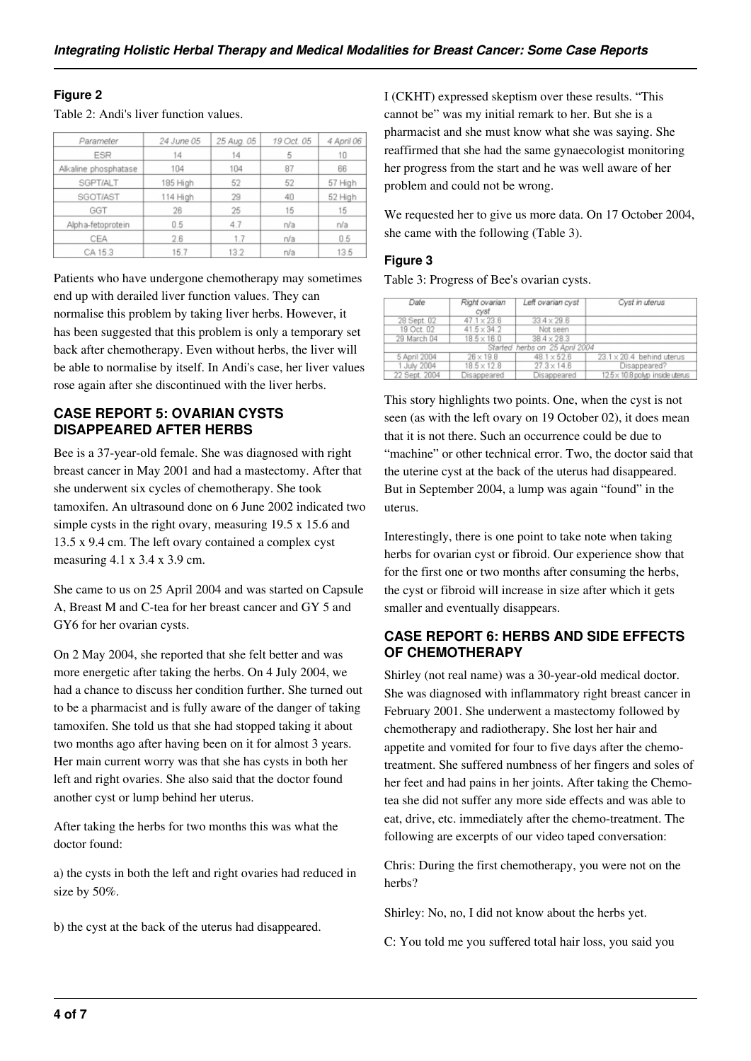**Figure 2**

Table 2: Andi's liver function values.

| Parameter | 24 June 05 | 25 Aug. 05 | 19 Oct. 05 | 4 April 06 |
|---|---|---|---|---|
| ESR | 14 | 14 | 5 | 10 |
| Alkaline phosphatase | 104 | 104 | 87 | 66 |
| SGPT/ALT | 185 High | 52 | 52 | 57 High |
| SGOT/AST | 114 High | 29 | 40 | 52 High |
| GGT | 26 | 25 | 15 | 15 |
| Alpha-fetoprotein | 0.5 | 4.7 | n/a | n/a |
| CEA | 2.6 | 1.7 | n/a | 0.5 |
| CA 15.3 | 15.7 | 13.2 | n/a | 13.5 |

Patients who have undergone chemotherapy may sometimes end up with derailed liver function values. They can normalise this problem by taking liver herbs. However, it has been suggested that this problem is only a temporary set back after chemotherapy. Even without herbs, the liver will be able to normalise by itself. In Andi's case, her liver values rose again after she discontinued with the liver herbs.

## CASE REPORT 5: OVARIAN CYSTS DISAPPEARED AFTER HERBS

Bee is a 37-year-old female. She was diagnosed with right breast cancer in May 2001 and had a mastectomy. After that she underwent six cycles of chemotherapy. She took tamoxifen. An ultrasound done on 6 June 2002 indicated two simple cysts in the right ovary, measuring 19.5 x 15.6 and 13.5 x 9.4 cm. The left ovary contained a complex cyst measuring 4.1 x 3.4 x 3.9 cm.

She came to us on 25 April 2004 and was started on Capsule A, Breast M and C-tea for her breast cancer and GY 5 and GY6 for her ovarian cysts.

On 2 May 2004, she reported that she felt better and was more energetic after taking the herbs. On 4 July 2004, we had a chance to discuss her condition further. She turned out to be a pharmacist and is fully aware of the danger of taking tamoxifen. She told us that she had stopped taking it about two months ago after having been on it for almost 3 years. Her main current worry was that she has cysts in both her left and right ovaries. She also said that the doctor found another cyst or lump behind her uterus.

After taking the herbs for two months this was what the doctor found:

a) the cysts in both the left and right ovaries had reduced in size by 50%.

b) the cyst at the back of the uterus had disappeared.

I (CKHT) expressed skeptism over these results. "This cannot be" was my initial remark to her. But she is a pharmacist and she must know what she was saying. She reaffirmed that she had the same gynaecologist monitoring her progress from the start and he was well aware of her problem and could not be wrong.

We requested her to give us more data. On 17 October 2004, she came with the following (Table 3).

**Figure 3**

Table 3: Progress of Bee's ovarian cysts.

| Date | Right ovarian cyst | Left ovarian cyst | Cyst in uterus |
|---|---|---|---|
| 28 Sept. 02 | 47.1 x 23.6 | 33.4 x 29.6 | |
| 19 Oct. 02 | 41.5 x 34.2 | Not seen | |
| 29 March 04 | 18.5 x 16.0 | 38.4 x 28.3 | |
| Started herbs on 25 April 2004 | | | |
| 5 April 2004 | 26 x 19.8 | 48.1 x 52.6 | 23.1 x 20.4 behind uterus |
| 1 July 2004 | 18.5 x 12.8 | 27.3 x 14.6 | Disappeared? |
| 22 Sept. 2004 | Disappeared | Disappeared | 12.5 x 10.8 polyp inside uterus |

This story highlights two points. One, when the cyst is not seen (as with the left ovary on 19 October 02), it does mean that it is not there. Such an occurrence could be due to "machine" or other technical error. Two, the doctor said that the uterine cyst at the back of the uterus had disappeared. But in September 2004, a lump was again "found" in the uterus.

Interestingly, there is one point to take note when taking herbs for ovarian cyst or fibroid. Our experience show that for the first one or two months after consuming the herbs, the cyst or fibroid will increase in size after which it gets smaller and eventually disappears.

## CASE REPORT 6: HERBS AND SIDE EFFECTS OF CHEMOTHERAPY

Shirley (not real name) was a 30-year-old medical doctor. She was diagnosed with inflammatory right breast cancer in February 2001. She underwent a mastectomy followed by chemotherapy and radiotherapy. She lost her hair and appetite and vomited for four to five days after the chemo-treatment. She suffered numbness of her fingers and soles of her feet and had pains in her joints. After taking the Chemo-tea she did not suffer any more side effects and was able to eat, drive, etc. immediately after the chemo-treatment. The following are excerpts of our video taped conversation:

Chris: During the first chemotherapy, you were not on the herbs?

Shirley: No, no, I did not know about the herbs yet.

C: You told me you suffered total hair loss, you said you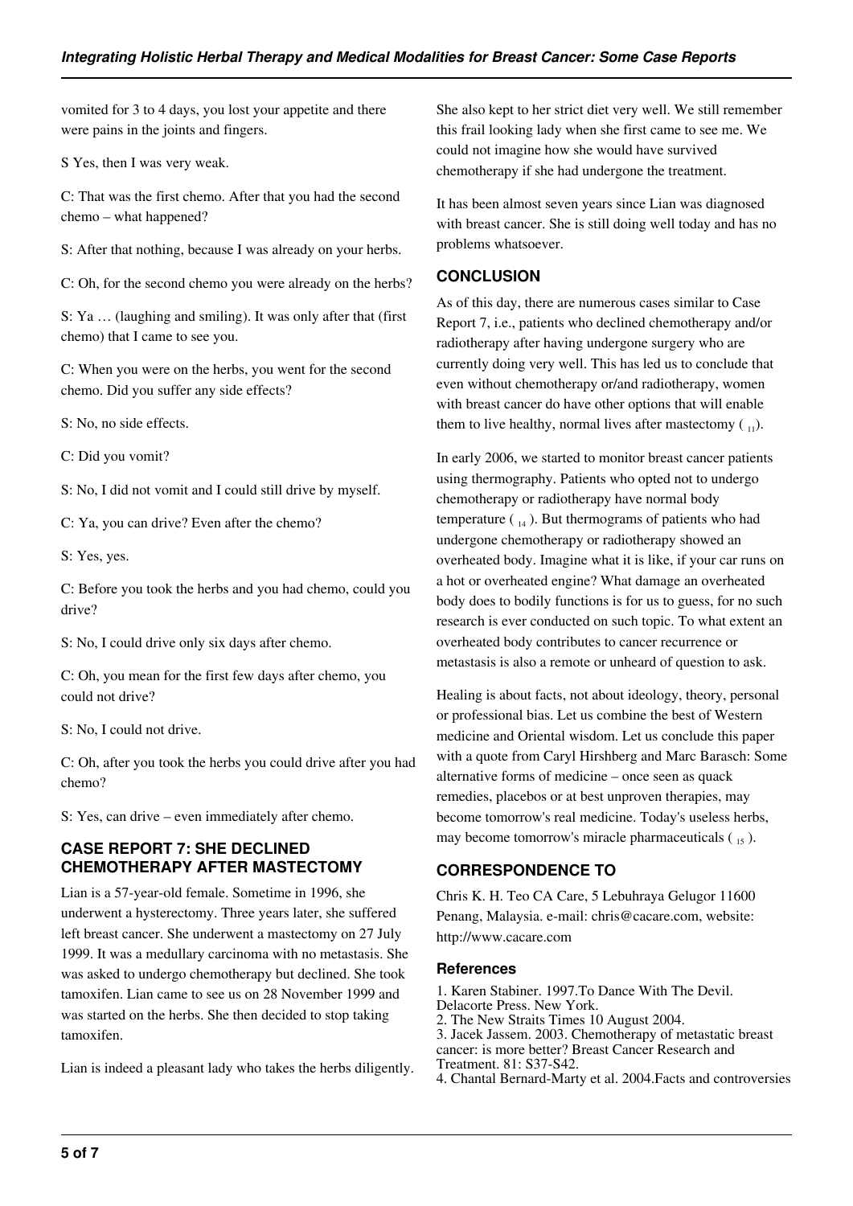vomited for 3 to 4 days, you lost your appetite and there were pains in the joints and fingers.

S Yes, then I was very weak.

C: That was the first chemo. After that you had the second chemo – what happened?

S: After that nothing, because I was already on your herbs.

C: Oh, for the second chemo you were already on the herbs?

S: Ya … (laughing and smiling). It was only after that (first chemo) that I came to see you.

C: When you were on the herbs, you went for the second chemo. Did you suffer any side effects?

S: No, no side effects.

C: Did you vomit?

S: No, I did not vomit and I could still drive by myself.

C: Ya, you can drive? Even after the chemo?

S: Yes, yes.

C: Before you took the herbs and you had chemo, could you drive?

S: No, I could drive only six days after chemo.

C: Oh, you mean for the first few days after chemo, you could not drive?

S: No, I could not drive.

C: Oh, after you took the herbs you could drive after you had chemo?

S: Yes, can drive – even immediately after chemo.

## CASE REPORT 7: SHE DECLINED CHEMOTHERAPY AFTER MASTECTOMY

Lian is a 57-year-old female. Sometime in 1996, she underwent a hysterectomy. Three years later, she suffered left breast cancer. She underwent a mastectomy on 27 July 1999. It was a medullary carcinoma with no metastasis. She was asked to undergo chemotherapy but declined. She took tamoxifen. Lian came to see us on 28 November 1999 and was started on the herbs. She then decided to stop taking tamoxifen.

Lian is indeed a pleasant lady who takes the herbs diligently. She also kept to her strict diet very well. We still remember this frail looking lady when she first came to see me. We could not imagine how she would have survived chemotherapy if she had undergone the treatment.

It has been almost seven years since Lian was diagnosed with breast cancer. She is still doing well today and has no problems whatsoever.

## CONCLUSION

As of this day, there are numerous cases similar to Case Report 7, i.e., patients who declined chemotherapy and/or radiotherapy after having undergone surgery who are currently doing very well. This has led us to conclude that even without chemotherapy or/and radiotherapy, women with breast cancer do have other options that will enable them to live healthy, normal lives after mastectomy ( [11]).

In early 2006, we started to monitor breast cancer patients using thermography. Patients who opted not to undergo chemotherapy or radiotherapy have normal body temperature ( [14] ). But thermograms of patients who had undergone chemotherapy or radiotherapy showed an overheated body. Imagine what it is like, if your car runs on a hot or overheated engine? What damage an overheated body does to bodily functions is for us to guess, for no such research is ever conducted on such topic. To what extent an overheated body contributes to cancer recurrence or metastasis is also a remote or unheard of question to ask.

Healing is about facts, not about ideology, theory, personal or professional bias. Let us combine the best of Western medicine and Oriental wisdom. Let us conclude this paper with a quote from Caryl Hirshberg and Marc Barasch: Some alternative forms of medicine – once seen as quack remedies, placebos or at best unproven therapies, may become tomorrow's real medicine. Today's useless herbs, may become tomorrow's miracle pharmaceuticals ( [15] ).

## CORRESPONDENCE TO

Chris K. H. Teo CA Care, 5 Lebuhraya Gelugor 11600 Penang, Malaysia. e-mail: chris@cacare.com, website: http://www.cacare.com

### References

1. Karen Stabiner. 1997.To Dance With The Devil. Delacorte Press. New York.
2. The New Straits Times 10 August 2004.
3. Jacek Jassem. 2003. Chemotherapy of metastatic breast cancer: is more better? Breast Cancer Research and Treatment. 81: S37-S42.
4. Chantal Bernard-Marty et al. 2004.Facts and controversies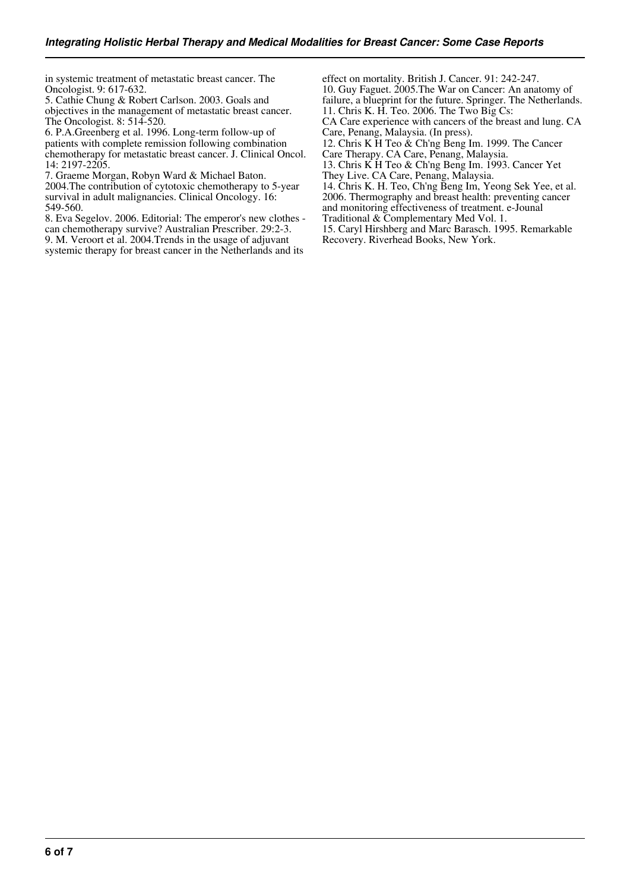in systemic treatment of metastatic breast cancer. The Oncologist. 9: 617-632.

5. Cathie Chung & Robert Carlson. 2003. Goals and objectives in the management of metastatic breast cancer. The Oncologist. 8: 514-520.

6. P.A.Greenberg et al. 1996. Long-term follow-up of patients with complete remission following combination chemotherapy for metastatic breast cancer. J. Clinical Oncol. 14: 2197-2205.

7. Graeme Morgan, Robyn Ward & Michael Baton. 2004.The contribution of cytotoxic chemotherapy to 5-year survival in adult malignancies. Clinical Oncology. 16: 549-560.

8. Eva Segelov. 2006. Editorial: The emperor's new clothes - can chemotherapy survive? Australian Prescriber. 29:2-3.

9. M. Veroort et al. 2004.Trends in the usage of adjuvant systemic therapy for breast cancer in the Netherlands and its effect on mortality. British J. Cancer. 91: 242-247.

10. Guy Faguet. 2005.The War on Cancer: An anatomy of failure, a blueprint for the future. Springer. The Netherlands.

11. Chris K. H. Teo. 2006. The Two Big Cs: CA Care experience with cancers of the breast and lung. CA Care, Penang, Malaysia. (In press).

12. Chris K H Teo & Ch'ng Beng Im. 1999. The Cancer Care Therapy. CA Care, Penang, Malaysia.

13. Chris K H Teo & Ch'ng Beng Im. 1993. Cancer Yet They Live. CA Care, Penang, Malaysia.

14. Chris K. H. Teo, Ch'ng Beng Im, Yeong Sek Yee, et al. 2006. Thermography and breast health: preventing cancer and monitoring effectiveness of treatment. e-Jounal Traditional & Complementary Med Vol. 1.

15. Caryl Hirshberg and Marc Barasch. 1995. Remarkable Recovery. Riverhead Books, New York.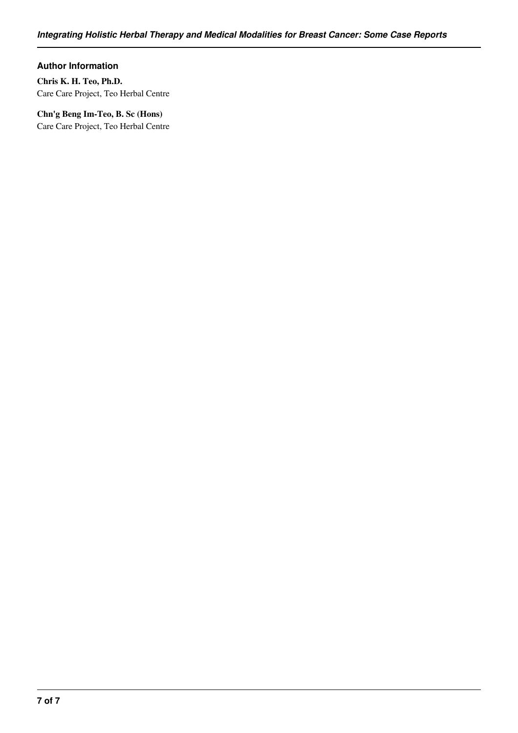### Author Information

**Chris K. H. Teo, Ph.D.**
Care Care Project, Teo Herbal Centre

**Chn'g Beng Im-Teo, B. Sc (Hons)**
Care Care Project, Teo Herbal Centre